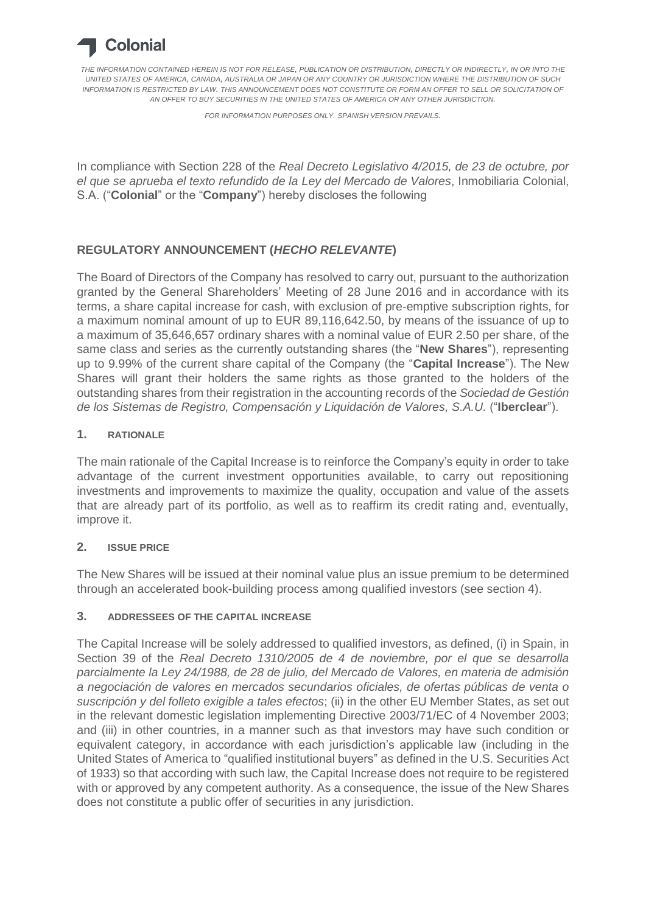Colonial

*THE INFORMATION CONTAINED HEREIN IS NOT FOR RELEASE, PUBLICATION OR DISTRIBUTION, DIRECTLY OR INDIRECTLY, IN OR INTO THE UNITED STATES OF AMERICA, CANADA, AUSTRALIA OR JAPAN OR ANY COUNTRY OR JURISDICTION WHERE THE DISTRIBUTION OF SUCH INFORMATION IS RESTRICTED BY LAW. THIS ANNOUNCEMENT DOES NOT CONSTITUTE OR FORM AN OFFER TO SELL OR SOLICITATION OF AN OFFER TO BUY SECURITIES IN THE UNITED STATES OF AMERICA OR ANY OTHER JURISDICTION.*

*FOR INFORMATION PURPOSES ONLY. SPANISH VERSION PREVAILS.*

In compliance with Section 228 of the *Real Decreto Legislativo 4/2015, de 23 de octubre, por el que se aprueba el texto refundido de la Ley del Mercado de Valores*, Inmobiliaria Colonial, S.A. ("**Colonial**" or the "**Company**") hereby discloses the following

## REGULATORY ANNOUNCEMENT (*HECHO RELEVANTE*)

The Board of Directors of the Company has resolved to carry out, pursuant to the authorization granted by the General Shareholders' Meeting of 28 June 2016 and in accordance with its terms, a share capital increase for cash, with exclusion of pre-emptive subscription rights, for a maximum nominal amount of up to EUR 89,116,642.50, by means of the issuance of up to a maximum of 35,646,657 ordinary shares with a nominal value of EUR 2.50 per share, of the same class and series as the currently outstanding shares (the "**New Shares**"), representing up to 9.99% of the current share capital of the Company (the "**Capital Increase**"). The New Shares will grant their holders the same rights as those granted to the holders of the outstanding shares from their registration in the accounting records of the *Sociedad de Gestión de los Sistemas de Registro, Compensación y Liquidación de Valores, S.A.U.* ("**Iberclear**").

### 1. RATIONALE

The main rationale of the Capital Increase is to reinforce the Company's equity in order to take advantage of the current investment opportunities available, to carry out repositioning investments and improvements to maximize the quality, occupation and value of the assets that are already part of its portfolio, as well as to reaffirm its credit rating and, eventually, improve it.

### 2. ISSUE PRICE

The New Shares will be issued at their nominal value plus an issue premium to be determined through an accelerated book-building process among qualified investors (see section 4).

### 3. ADDRESSEES OF THE CAPITAL INCREASE

The Capital Increase will be solely addressed to qualified investors, as defined, (i) in Spain, in Section 39 of the *Real Decreto 1310/2005 de 4 de noviembre, por el que se desarrolla parcialmente la Ley 24/1988, de 28 de julio, del Mercado de Valores, en materia de admisión a negociación de valores en mercados secundarios oficiales, de ofertas públicas de venta o suscripción y del folleto exigible a tales efectos*; (ii) in the other EU Member States, as set out in the relevant domestic legislation implementing Directive 2003/71/EC of 4 November 2003; and (iii) in other countries, in a manner such as that investors may have such condition or equivalent category, in accordance with each jurisdiction's applicable law (including in the United States of America to "qualified institutional buyers" as defined in the U.S. Securities Act of 1933) so that according with such law, the Capital Increase does not require to be registered with or approved by any competent authority. As a consequence, the issue of the New Shares does not constitute a public offer of securities in any jurisdiction.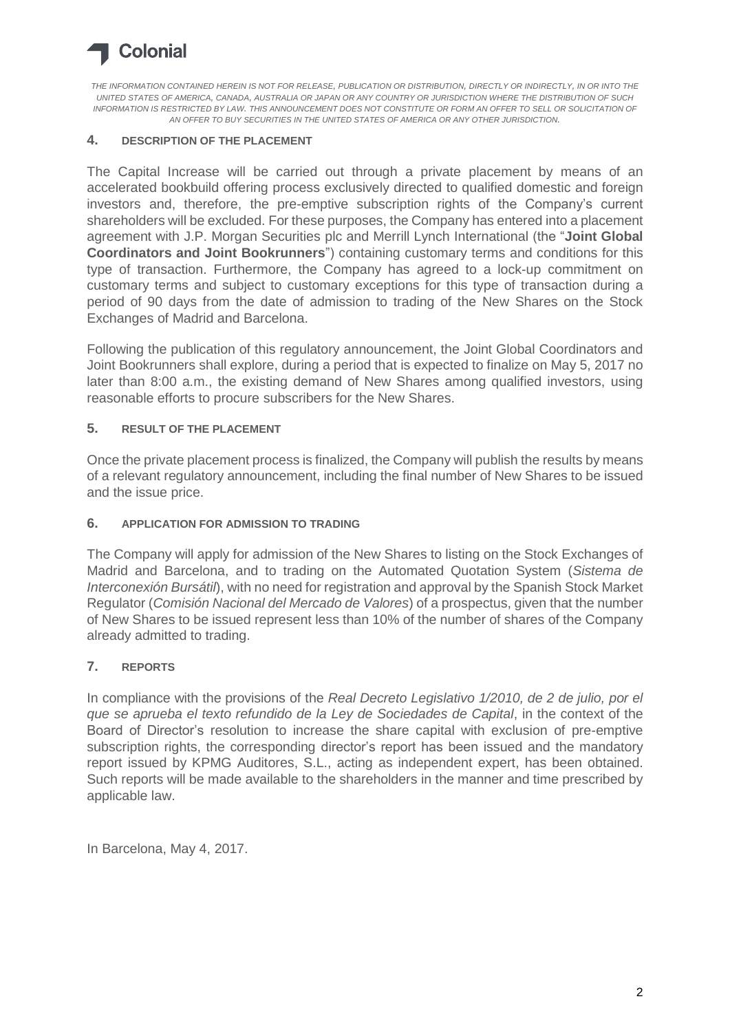*THE INFORMATION CONTAINED HEREIN IS NOT FOR RELEASE, PUBLICATION OR DISTRIBUTION, DIRECTLY OR INDIRECTLY, IN OR INTO THE UNITED STATES OF AMERICA, CANADA, AUSTRALIA OR JAPAN OR ANY COUNTRY OR JURISDICTION WHERE THE DISTRIBUTION OF SUCH INFORMATION IS RESTRICTED BY LAW. THIS ANNOUNCEMENT DOES NOT CONSTITUTE OR FORM AN OFFER TO SELL OR SOLICITATION OF AN OFFER TO BUY SECURITIES IN THE UNITED STATES OF AMERICA OR ANY OTHER JURISDICTION.*

## 4. DESCRIPTION OF THE PLACEMENT

The Capital Increase will be carried out through a private placement by means of an accelerated bookbuild offering process exclusively directed to qualified domestic and foreign investors and, therefore, the pre-emptive subscription rights of the Company's current shareholders will be excluded. For these purposes, the Company has entered into a placement agreement with J.P. Morgan Securities plc and Merrill Lynch International (the "**Joint Global Coordinators and Joint Bookrunners**") containing customary terms and conditions for this type of transaction. Furthermore, the Company has agreed to a lock-up commitment on customary terms and subject to customary exceptions for this type of transaction during a period of 90 days from the date of admission to trading of the New Shares on the Stock Exchanges of Madrid and Barcelona.

Following the publication of this regulatory announcement, the Joint Global Coordinators and Joint Bookrunners shall explore, during a period that is expected to finalize on May 5, 2017 no later than 8:00 a.m., the existing demand of New Shares among qualified investors, using reasonable efforts to procure subscribers for the New Shares.

## 5. RESULT OF THE PLACEMENT

Once the private placement process is finalized, the Company will publish the results by means of a relevant regulatory announcement, including the final number of New Shares to be issued and the issue price.

## 6. APPLICATION FOR ADMISSION TO TRADING

The Company will apply for admission of the New Shares to listing on the Stock Exchanges of Madrid and Barcelona, and to trading on the Automated Quotation System (*Sistema de Interconexión Bursátil*), with no need for registration and approval by the Spanish Stock Market Regulator (*Comisión Nacional del Mercado de Valores*) of a prospectus, given that the number of New Shares to be issued represent less than 10% of the number of shares of the Company already admitted to trading.

## 7. REPORTS

In compliance with the provisions of the *Real Decreto Legislativo 1/2010, de 2 de julio, por el que se aprueba el texto refundido de la Ley de Sociedades de Capital*, in the context of the Board of Director's resolution to increase the share capital with exclusion of pre-emptive subscription rights, the corresponding director's report has been issued and the mandatory report issued by KPMG Auditores, S.L., acting as independent expert, has been obtained. Such reports will be made available to the shareholders in the manner and time prescribed by applicable law.

In Barcelona, May 4, 2017.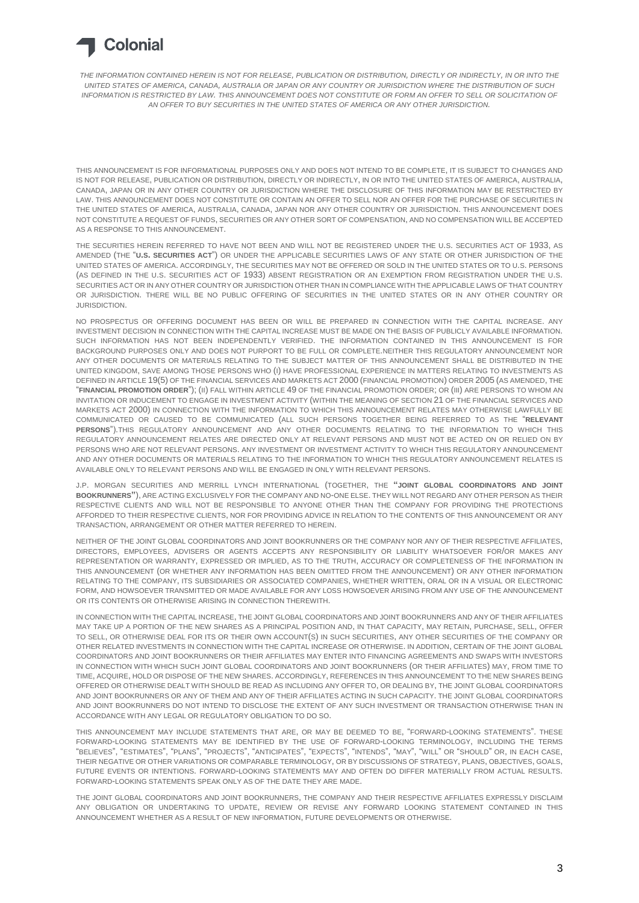**Colonial**

*THE INFORMATION CONTAINED HEREIN IS NOT FOR RELEASE, PUBLICATION OR DISTRIBUTION, DIRECTLY OR INDIRECTLY, IN OR INTO THE UNITED STATES OF AMERICA, CANADA, AUSTRALIA OR JAPAN OR ANY COUNTRY OR JURISDICTION WHERE THE DISTRIBUTION OF SUCH INFORMATION IS RESTRICTED BY LAW. THIS ANNOUNCEMENT DOES NOT CONSTITUTE OR FORM AN OFFER TO SELL OR SOLICITATION OF AN OFFER TO BUY SECURITIES IN THE UNITED STATES OF AMERICA OR ANY OTHER JURISDICTION.*

THIS ANNOUNCEMENT IS FOR INFORMATIONAL PURPOSES ONLY AND DOES NOT INTEND TO BE COMPLETE, IT IS SUBJECT TO CHANGES AND IS NOT FOR RELEASE, PUBLICATION OR DISTRIBUTION, DIRECTLY OR INDIRECTLY, IN OR INTO THE UNITED STATES OF AMERICA, AUSTRALIA, CANADA, JAPAN OR IN ANY OTHER COUNTRY OR JURISDICTION WHERE THE DISCLOSURE OF THIS INFORMATION MAY BE RESTRICTED BY LAW. THIS ANNOUNCEMENT DOES NOT CONSTITUTE OR CONTAIN AN OFFER TO SELL NOR AN OFFER FOR THE PURCHASE OF SECURITIES IN THE UNITED STATES OF AMERICA, AUSTRALIA, CANADA, JAPAN NOR ANY OTHER COUNTRY OR JURISDICTION. THIS ANNOUNCEMENT DOES NOT CONSTITUTE A REQUEST OF FUNDS, SECURITIES OR ANY OTHER SORT OF COMPENSATION, AND NO COMPENSATION WILL BE ACCEPTED AS A RESPONSE TO THIS ANNOUNCEMENT.

THE SECURITIES HEREIN REFERRED TO HAVE NOT BEEN AND WILL NOT BE REGISTERED UNDER THE U.S. SECURITIES ACT OF 1933, AS AMENDED (THE "**U.S. SECURITIES ACT**") OR UNDER THE APPLICABLE SECURITIES LAWS OF ANY STATE OR OTHER JURISDICTION OF THE UNITED STATES OF AMERICA. ACCORDINGLY, THE SECURITIES MAY NOT BE OFFERED OR SOLD IN THE UNITED STATES OR TO U.S. PERSONS (AS DEFINED IN THE U.S. SECURITIES ACT OF 1933) ABSENT REGISTRATION OR AN EXEMPTION FROM REGISTRATION UNDER THE U.S. SECURITIES ACT OR IN ANY OTHER COUNTRY OR JURISDICTION OTHER THAN IN COMPLIANCE WITH THE APPLICABLE LAWS OF THAT COUNTRY OR JURISDICTION. THERE WILL BE NO PUBLIC OFFERING OF SECURITIES IN THE UNITED STATES OR IN ANY OTHER COUNTRY OR JURISDICTION.

NO PROSPECTUS OR OFFERING DOCUMENT HAS BEEN OR WILL BE PREPARED IN CONNECTION WITH THE CAPITAL INCREASE. ANY INVESTMENT DECISION IN CONNECTION WITH THE CAPITAL INCREASE MUST BE MADE ON THE BASIS OF PUBLICLY AVAILABLE INFORMATION. SUCH INFORMATION HAS NOT BEEN INDEPENDENTLY VERIFIED. THE INFORMATION CONTAINED IN THIS ANNOUNCEMENT IS FOR BACKGROUND PURPOSES ONLY AND DOES NOT PURPORT TO BE FULL OR COMPLETE.NEITHER THIS REGULATORY ANNOUNCEMENT NOR ANY OTHER DOCUMENTS OR MATERIALS RELATING TO THE SUBJECT MATTER OF THIS ANNOUNCEMENT SHALL BE DISTRIBUTED IN THE UNITED KINGDOM, SAVE AMONG THOSE PERSONS WHO (I) HAVE PROFESSIONAL EXPERIENCE IN MATTERS RELATING TO INVESTMENTS AS DEFINED IN ARTICLE 19(5) OF THE FINANCIAL SERVICES AND MARKETS ACT 2000 (FINANCIAL PROMOTION) ORDER 2005 (AS AMENDED, THE "**FINANCIAL PROMOTION ORDER**"); (II) FALL WITHIN ARTICLE 49 OF THE FINANCIAL PROMOTION ORDER; OR (III) ARE PERSONS TO WHOM AN INVITATION OR INDUCEMENT TO ENGAGE IN INVESTMENT ACTIVITY (WITHIN THE MEANING OF SECTION 21 OF THE FINANCIAL SERVICES AND MARKETS ACT 2000) IN CONNECTION WITH THE INFORMATION TO WHICH THIS ANNOUNCEMENT RELATES MAY OTHERWISE LAWFULLY BE COMMUNICATED OR CAUSED TO BE COMMUNICATED (ALL SUCH PERSONS TOGETHER BEING REFERRED TO AS THE "**RELEVANT PERSONS**").THIS REGULATORY ANNOUNCEMENT AND ANY OTHER DOCUMENTS RELATING TO THE INFORMATION TO WHICH THIS REGULATORY ANNOUNCEMENT RELATES ARE DIRECTED ONLY AT RELEVANT PERSONS AND MUST NOT BE ACTED ON OR RELIED ON BY PERSONS WHO ARE NOT RELEVANT PERSONS. ANY INVESTMENT OR INVESTMENT ACTIVITY TO WHICH THIS REGULATORY ANNOUNCEMENT AND ANY OTHER DOCUMENTS OR MATERIALS RELATING TO THE INFORMATION TO WHICH THIS REGULATORY ANNOUNCEMENT RELATES IS AVAILABLE ONLY TO RELEVANT PERSONS AND WILL BE ENGAGED IN ONLY WITH RELEVANT PERSONS.

J.P. MORGAN SECURITIES AND MERRILL LYNCH INTERNATIONAL (TOGETHER, THE "**JOINT GLOBAL COORDINATORS AND JOINT BOOKRUNNERS**"), ARE ACTING EXCLUSIVELY FOR THE COMPANY AND NO-ONE ELSE. THEY WILL NOT REGARD ANY OTHER PERSON AS THEIR RESPECTIVE CLIENTS AND WILL NOT BE RESPONSIBLE TO ANYONE OTHER THAN THE COMPANY FOR PROVIDING THE PROTECTIONS AFFORDED TO THEIR RESPECTIVE CLIENTS, NOR FOR PROVIDING ADVICE IN RELATION TO THE CONTENTS OF THIS ANNOUNCEMENT OR ANY TRANSACTION, ARRANGEMENT OR OTHER MATTER REFERRED TO HEREIN.

NEITHER OF THE JOINT GLOBAL COORDINATORS AND JOINT BOOKRUNNERS OR THE COMPANY NOR ANY OF THEIR RESPECTIVE AFFILIATES, DIRECTORS, EMPLOYEES, ADVISERS OR AGENTS ACCEPTS ANY RESPONSIBILITY OR LIABILITY WHATSOEVER FOR/OR MAKES ANY REPRESENTATION OR WARRANTY, EXPRESSED OR IMPLIED, AS TO THE TRUTH, ACCURACY OR COMPLETENESS OF THE INFORMATION IN THIS ANNOUNCEMENT (OR WHETHER ANY INFORMATION HAS BEEN OMITTED FROM THE ANNOUNCEMENT) OR ANY OTHER INFORMATION RELATING TO THE COMPANY, ITS SUBSIDIARIES OR ASSOCIATED COMPANIES, WHETHER WRITTEN, ORAL OR IN A VISUAL OR ELECTRONIC FORM, AND HOWSOEVER TRANSMITTED OR MADE AVAILABLE FOR ANY LOSS HOWSOEVER ARISING FROM ANY USE OF THE ANNOUNCEMENT OR ITS CONTENTS OR OTHERWISE ARISING IN CONNECTION THEREWITH.

IN CONNECTION WITH THE CAPITAL INCREASE, THE JOINT GLOBAL COORDINATORS AND JOINT BOOKRUNNERS AND ANY OF THEIR AFFILIATES MAY TAKE UP A PORTION OF THE NEW SHARES AS A PRINCIPAL POSITION AND, IN THAT CAPACITY, MAY RETAIN, PURCHASE, SELL, OFFER TO SELL, OR OTHERWISE DEAL FOR ITS OR THEIR OWN ACCOUNT(S) IN SUCH SECURITIES, ANY OTHER SECURITIES OF THE COMPANY OR OTHER RELATED INVESTMENTS IN CONNECTION WITH THE CAPITAL INCREASE OR OTHERWISE. IN ADDITION, CERTAIN OF THE JOINT GLOBAL COORDINATORS AND JOINT BOOKRUNNERS OR THEIR AFFILIATES MAY ENTER INTO FINANCING AGREEMENTS AND SWAPS WITH INVESTORS IN CONNECTION WITH WHICH SUCH JOINT GLOBAL COORDINATORS AND JOINT BOOKRUNNERS (OR THEIR AFFILIATES) MAY, FROM TIME TO TIME, ACQUIRE, HOLD OR DISPOSE OF THE NEW SHARES. ACCORDINGLY, REFERENCES IN THIS ANNOUNCEMENT TO THE NEW SHARES BEING OFFERED OR OTHERWISE DEALT WITH SHOULD BE READ AS INCLUDING ANY OFFER TO, OR DEALING BY, THE JOINT GLOBAL COORDINATORS AND JOINT BOOKRUNNERS OR ANY OF THEM AND ANY OF THEIR AFFILIATES ACTING IN SUCH CAPACITY. THE JOINT GLOBAL COORDINATORS AND JOINT BOOKRUNNERS DO NOT INTEND TO DISCLOSE THE EXTENT OF ANY SUCH INVESTMENT OR TRANSACTION OTHERWISE THAN IN ACCORDANCE WITH ANY LEGAL OR REGULATORY OBLIGATION TO DO SO.

THIS ANNOUNCEMENT MAY INCLUDE STATEMENTS THAT ARE, OR MAY BE DEEMED TO BE, "FORWARD-LOOKING STATEMENTS". THESE FORWARD-LOOKING STATEMENTS MAY BE IDENTIFIED BY THE USE OF FORWARD-LOOKING TERMINOLOGY, INCLUDING THE TERMS "BELIEVES", "ESTIMATES", "PLANS", "PROJECTS", "ANTICIPATES", "EXPECTS", "INTENDS", "MAY", "WILL" OR "SHOULD" OR, IN EACH CASE, THEIR NEGATIVE OR OTHER VARIATIONS OR COMPARABLE TERMINOLOGY, OR BY DISCUSSIONS OF STRATEGY, PLANS, OBJECTIVES, GOALS, FUTURE EVENTS OR INTENTIONS. FORWARD-LOOKING STATEMENTS MAY AND OFTEN DO DIFFER MATERIALLY FROM ACTUAL RESULTS. FORWARD-LOOKING STATEMENTS SPEAK ONLY AS OF THE DATE THEY ARE MADE.

THE JOINT GLOBAL COORDINATORS AND JOINT BOOKRUNNERS, THE COMPANY AND THEIR RESPECTIVE AFFILIATES EXPRESSLY DISCLAIM ANY OBLIGATION OR UNDERTAKING TO UPDATE, REVIEW OR REVISE ANY FORWARD LOOKING STATEMENT CONTAINED IN THIS ANNOUNCEMENT WHETHER AS A RESULT OF NEW INFORMATION, FUTURE DEVELOPMENTS OR OTHERWISE.